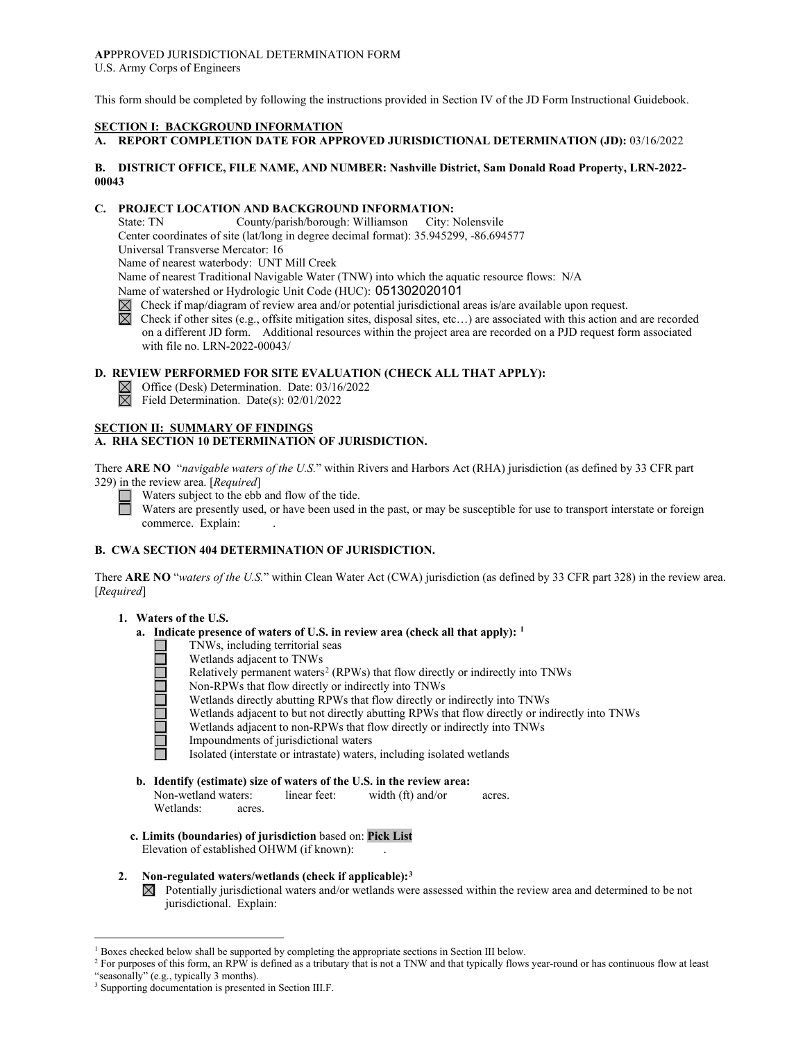**AP**PPROVED JURISDICTIONAL DETERMINATION FORM
U.S. Army Corps of Engineers

This form should be completed by following the instructions provided in Section IV of the JD Form Instructional Guidebook.

## SECTION I: BACKGROUND INFORMATION

**A. REPORT COMPLETION DATE FOR APPROVED JURISDICTIONAL DETERMINATION (JD):** 03/16/2022

**B. DISTRICT OFFICE, FILE NAME, AND NUMBER: Nashville District, Sam Donald Road Property, LRN-2022-00043**

**C. PROJECT LOCATION AND BACKGROUND INFORMATION:**

State: TN County/parish/borough: Williamson City: Nolensvile
Center coordinates of site (lat/long in degree decimal format): 35.945299, -86.694577
Universal Transverse Mercator: 16
Name of nearest waterbody: UNT Mill Creek
Name of nearest Traditional Navigable Water (TNW) into which the aquatic resource flows: N/A
Name of watershed or Hydrologic Unit Code (HUC): 051302020101

☒ Check if map/diagram of review area and/or potential jurisdictional areas is/are available upon request.
☒ Check if other sites (e.g., offsite mitigation sites, disposal sites, etc…) are associated with this action and are recorded on a different JD form. Additional resources within the project area are recorded on a PJD request form associated with file no. LRN-2022-00043/

**D. REVIEW PERFORMED FOR SITE EVALUATION (CHECK ALL THAT APPLY):**

☒ Office (Desk) Determination. Date: 03/16/2022
☒ Field Determination. Date(s): 02/01/2022

## SECTION II: SUMMARY OF FINDINGS

**A. RHA SECTION 10 DETERMINATION OF JURISDICTION.**

There **ARE NO** "*navigable waters of the U.S.*" within Rivers and Harbors Act (RHA) jurisdiction (as defined by 33 CFR part 329) in the review area. [*Required*]

☐ Waters subject to the ebb and flow of the tide.
☐ Waters are presently used, or have been used in the past, or may be susceptible for use to transport interstate or foreign commerce. Explain: .

**B. CWA SECTION 404 DETERMINATION OF JURISDICTION.**

There **ARE NO** "*waters of the U.S.*" within Clean Water Act (CWA) jurisdiction (as defined by 33 CFR part 328) in the review area. [*Required*]

**1. Waters of the U.S.**

**a. Indicate presence of waters of U.S. in review area (check all that apply):** [1]

☐ TNWs, including territorial seas
☐ Wetlands adjacent to TNWs
☐ Relatively permanent waters[2] (RPWs) that flow directly or indirectly into TNWs
☐ Non-RPWs that flow directly or indirectly into TNWs
☐ Wetlands directly abutting RPWs that flow directly or indirectly into TNWs
☐ Wetlands adjacent to but not directly abutting RPWs that flow directly or indirectly into TNWs
☐ Wetlands adjacent to non-RPWs that flow directly or indirectly into TNWs
☐ Impoundments of jurisdictional waters
☐ Isolated (interstate or intrastate) waters, including isolated wetlands

**b. Identify (estimate) size of waters of the U.S. in the review area:**

Non-wetland waters: linear feet: width (ft) and/or acres.
Wetlands: acres.

**c. Limits (boundaries) of jurisdiction** based on: **Pick List**
Elevation of established OHWM (if known): .

**2. Non-regulated waters/wetlands (check if applicable):**[3]

☒ Potentially jurisdictional waters and/or wetlands were assessed within the review area and determined to be not jurisdictional. Explain:

---

[1] Boxes checked below shall be supported by completing the appropriate sections in Section III below.
[2] For purposes of this form, an RPW is defined as a tributary that is not a TNW and that typically flows year-round or has continuous flow at least "seasonally" (e.g., typically 3 months).
[3] Supporting documentation is presented in Section III.F.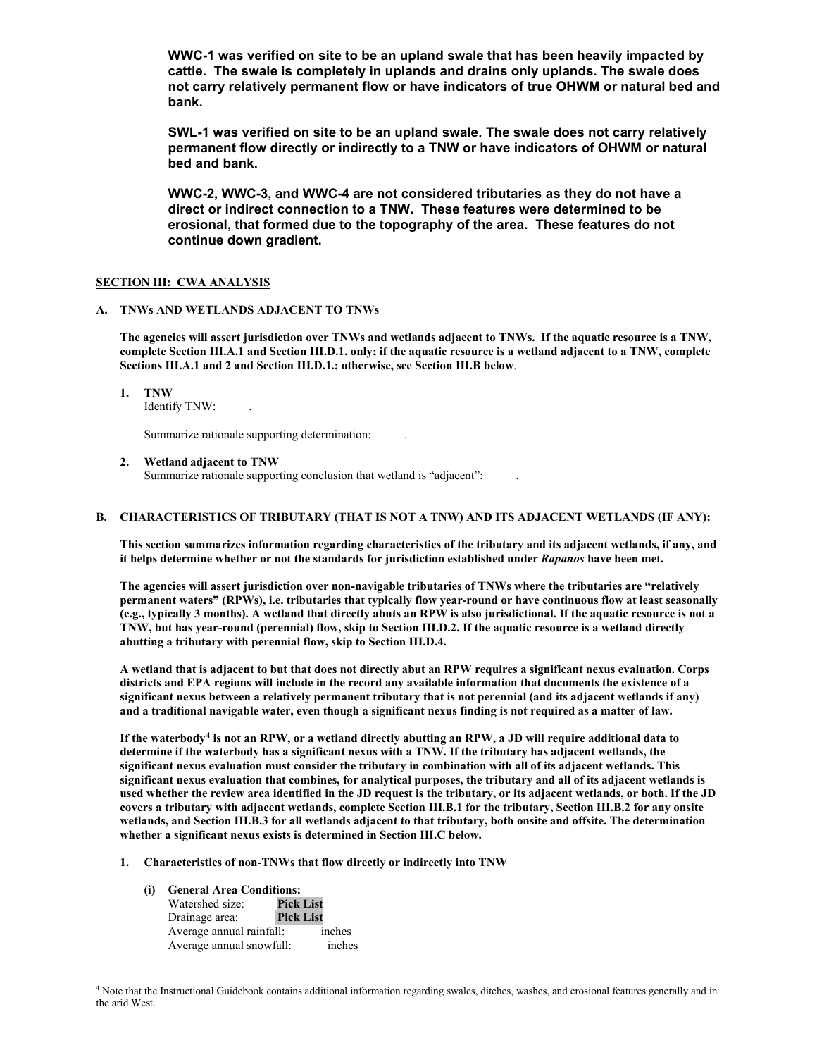**WWC-1 was verified on site to be an upland swale that has been heavily impacted by cattle. The swale is completely in uplands and drains only uplands. The swale does not carry relatively permanent flow or have indicators of true OHWM or natural bed and bank.**

**SWL-1 was verified on site to be an upland swale. The swale does not carry relatively permanent flow directly or indirectly to a TNW or have indicators of OHWM or natural bed and bank.**

**WWC-2, WWC-3, and WWC-4 are not considered tributaries as they do not have a direct or indirect connection to a TNW. These features were determined to be erosional, that formed due to the topography of the area. These features do not continue down gradient.**

## SECTION III: CWA ANALYSIS

### A. TNWs AND WETLANDS ADJACENT TO TNWs

**The agencies will assert jurisdiction over TNWs and wetlands adjacent to TNWs. If the aquatic resource is a TNW, complete Section III.A.1 and Section III.D.1. only; if the aquatic resource is a wetland adjacent to a TNW, complete Sections III.A.1 and 2 and Section III.D.1.; otherwise, see Section III.B below.**

1. **TNW**
   Identify TNW: .

   Summarize rationale supporting determination: .

2. **Wetland adjacent to TNW**
   Summarize rationale supporting conclusion that wetland is "adjacent": .

### B. CHARACTERISTICS OF TRIBUTARY (THAT IS NOT A TNW) AND ITS ADJACENT WETLANDS (IF ANY):

**This section summarizes information regarding characteristics of the tributary and its adjacent wetlands, if any, and it helps determine whether or not the standards for jurisdiction established under *Rapanos* have been met.**

**The agencies will assert jurisdiction over non-navigable tributaries of TNWs where the tributaries are "relatively permanent waters" (RPWs), i.e. tributaries that typically flow year-round or have continuous flow at least seasonally (e.g., typically 3 months). A wetland that directly abuts an RPW is also jurisdictional. If the aquatic resource is not a TNW, but has year-round (perennial) flow, skip to Section III.D.2. If the aquatic resource is a wetland directly abutting a tributary with perennial flow, skip to Section III.D.4.**

**A wetland that is adjacent to but that does not directly abut an RPW requires a significant nexus evaluation. Corps districts and EPA regions will include in the record any available information that documents the existence of a significant nexus between a relatively permanent tributary that is not perennial (and its adjacent wetlands if any) and a traditional navigable water, even though a significant nexus finding is not required as a matter of law.**

**If the waterbody[4] is not an RPW, or a wetland directly abutting an RPW, a JD will require additional data to determine if the waterbody has a significant nexus with a TNW. If the tributary has adjacent wetlands, the significant nexus evaluation must consider the tributary in combination with all of its adjacent wetlands. This significant nexus evaluation that combines, for analytical purposes, the tributary and all of its adjacent wetlands is used whether the review area identified in the JD request is the tributary, or its adjacent wetlands, or both. If the JD covers a tributary with adjacent wetlands, complete Section III.B.1 for the tributary, Section III.B.2 for any onsite wetlands, and Section III.B.3 for all wetlands adjacent to that tributary, both onsite and offsite. The determination whether a significant nexus exists is determined in Section III.C below.**

1. **Characteristics of non-TNWs that flow directly or indirectly into TNW**

   **(i) General Area Conditions:**
   Watershed size: **Pick List**
   Drainage area: **Pick List**
   Average annual rainfall: inches
   Average annual snowfall: inches

[4] Note that the Instructional Guidebook contains additional information regarding swales, ditches, washes, and erosional features generally and in the arid West.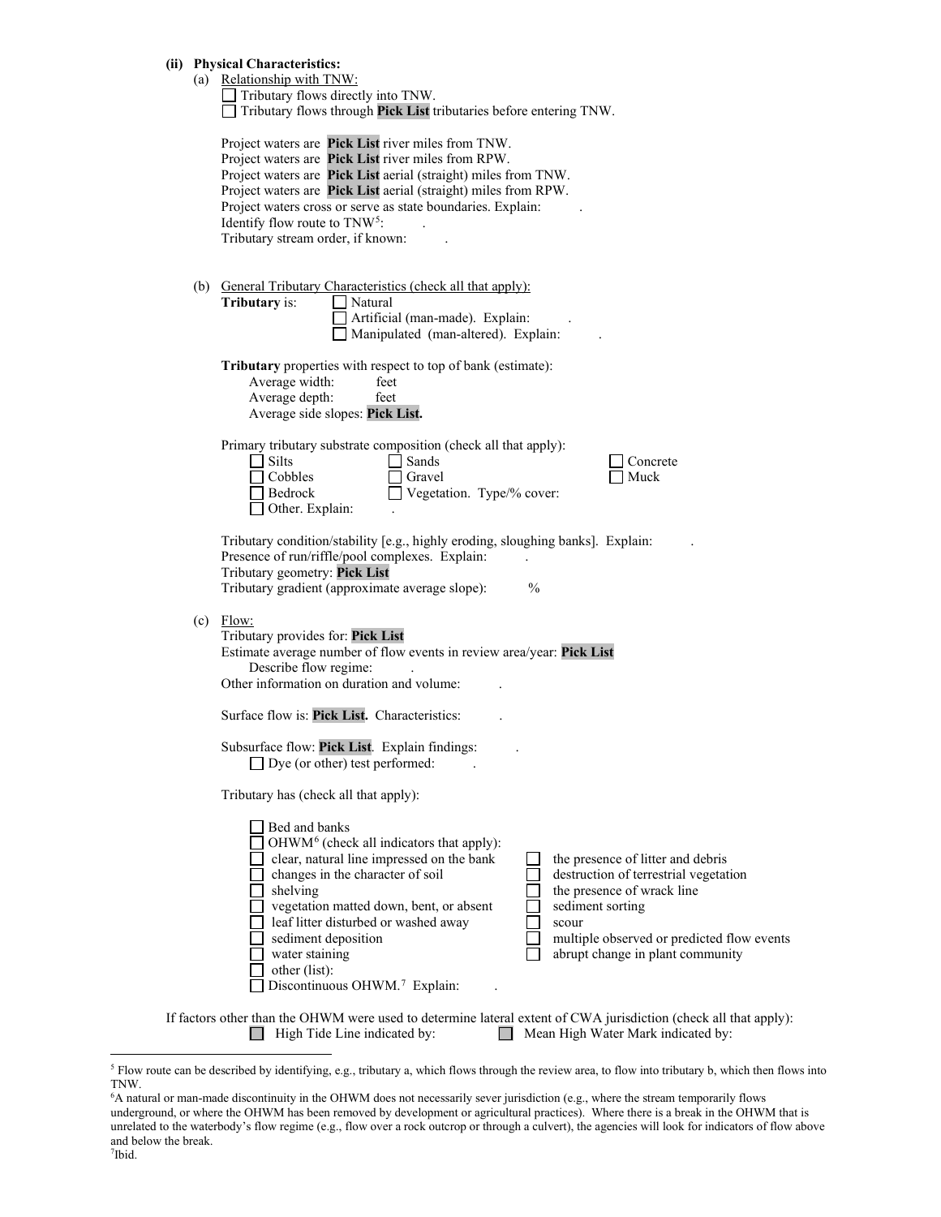**(ii) Physical Characteristics:**

(a) Relationship with TNW:

☐ Tributary flows directly into TNW.

☐ Tributary flows through **Pick List** tributaries before entering TNW.

Project waters are **Pick List** river miles from TNW.
Project waters are **Pick List** river miles from RPW.
Project waters are **Pick List** aerial (straight) miles from TNW.
Project waters are **Pick List** aerial (straight) miles from RPW.
Project waters cross or serve as state boundaries. Explain: .
Identify flow route to TNW[5]: .
Tributary stream order, if known: .

(b) General Tributary Characteristics (check all that apply):

**Tributary** is:
☐ Natural
☐ Artificial (man-made). Explain: .
☐ Manipulated (man-altered). Explain: .

**Tributary** properties with respect to top of bank (estimate):
Average width: feet
Average depth: feet
Average side slopes: **Pick List.**

Primary tributary substrate composition (check all that apply):

☐ Silts
☐ Sands
☐ Concrete
☐ Cobbles
☐ Gravel
☐ Muck
☐ Bedrock
☐ Vegetation. Type/% cover:
☐ Other. Explain: .

Tributary condition/stability [e.g., highly eroding, sloughing banks]. Explain: .
Presence of run/riffle/pool complexes. Explain: .
Tributary geometry: **Pick List**
Tributary gradient (approximate average slope): %

(c) Flow:

Tributary provides for: **Pick List**
Estimate average number of flow events in review area/year: **Pick List**
Describe flow regime: .
Other information on duration and volume: .

Surface flow is: **Pick List.** Characteristics: .

Subsurface flow: **Pick List**. Explain findings: .
☐ Dye (or other) test performed: .

Tributary has (check all that apply):

☐ Bed and banks
☐ OHWM[6] (check all indicators that apply):
☐ clear, natural line impressed on the bank
☐ changes in the character of soil
☐ shelving
☐ vegetation matted down, bent, or absent
☐ leaf litter disturbed or washed away
☐ sediment deposition
☐ water staining
☐ other (list):
☐ the presence of litter and debris
☐ destruction of terrestrial vegetation
☐ the presence of wrack line
☐ sediment sorting
☐ scour
☐ multiple observed or predicted flow events
☐ abrupt change in plant community
☐ Discontinuous OHWM.[7] Explain: .

If factors other than the OHWM were used to determine lateral extent of CWA jurisdiction (check all that apply):

☐ High Tide Line indicated by:
☐ Mean High Water Mark indicated by:

---

[5] Flow route can be described by identifying, e.g., tributary a, which flows through the review area, to flow into tributary b, which then flows into TNW.

[6] A natural or man-made discontinuity in the OHWM does not necessarily sever jurisdiction (e.g., where the stream temporarily flows underground, or where the OHWM has been removed by development or agricultural practices). Where there is a break in the OHWM that is unrelated to the waterbody's flow regime (e.g., flow over a rock outcrop or through a culvert), the agencies will look for indicators of flow above and below the break.

[7] Ibid.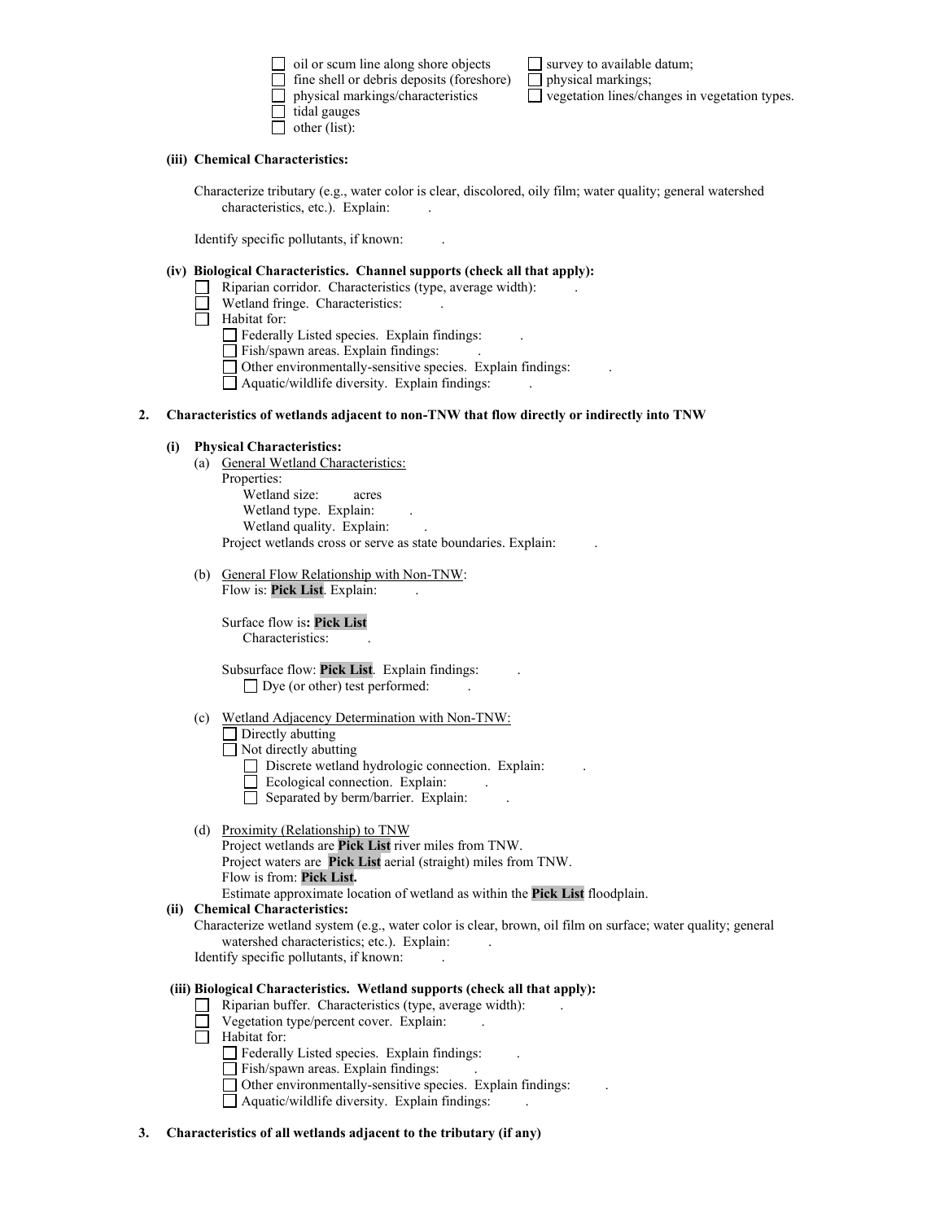- ☐ oil or scum line along shore objects
- ☐ fine shell or debris deposits (foreshore)
- ☐ physical markings/characteristics
- ☐ tidal gauges
- ☐ other (list):
- ☐ survey to available datum;
- ☐ physical markings;
- ☐ vegetation lines/changes in vegetation types.

**(iii) Chemical Characteristics:**

Characterize tributary (e.g., water color is clear, discolored, oily film; water quality; general watershed characteristics, etc.). Explain: .

Identify specific pollutants, if known: .

**(iv) Biological Characteristics. Channel supports (check all that apply):**

- ☐ Riparian corridor. Characteristics (type, average width): .
- ☐ Wetland fringe. Characteristics: .
- ☐ Habitat for:
  - ☐ Federally Listed species. Explain findings: .
  - ☐ Fish/spawn areas. Explain findings: .
  - ☐ Other environmentally-sensitive species. Explain findings: .
  - ☐ Aquatic/wildlife diversity. Explain findings: .

**2. Characteristics of wetlands adjacent to non-TNW that flow directly or indirectly into TNW**

**(i) Physical Characteristics:**

(a) General Wetland Characteristics:

Properties:

Wetland size: acres

Wetland type. Explain: .

Wetland quality. Explain: .

Project wetlands cross or serve as state boundaries. Explain: .

(b) General Flow Relationship with Non-TNW:

Flow is: **Pick List**. Explain: .

Surface flow is**: Pick List**

Characteristics: .

Subsurface flow: **Pick List**. Explain findings: .

☐ Dye (or other) test performed: .

(c) Wetland Adjacency Determination with Non-TNW:

- ☐ Directly abutting
- ☐ Not directly abutting
  - ☐ Discrete wetland hydrologic connection. Explain: .
  - ☐ Ecological connection. Explain: .
  - ☐ Separated by berm/barrier. Explain: .

(d) Proximity (Relationship) to TNW

Project wetlands are **Pick List** river miles from TNW.

Project waters are **Pick List** aerial (straight) miles from TNW.

Flow is from: **Pick List.**

Estimate approximate location of wetland as within the **Pick List** floodplain.

**(ii) Chemical Characteristics:**

Characterize wetland system (e.g., water color is clear, brown, oil film on surface; water quality; general watershed characteristics; etc.). Explain: .

Identify specific pollutants, if known: .

**(iii) Biological Characteristics. Wetland supports (check all that apply):**

- ☐ Riparian buffer. Characteristics (type, average width): .
- ☐ Vegetation type/percent cover. Explain: .
- ☐ Habitat for:
  - ☐ Federally Listed species. Explain findings: .
  - ☐ Fish/spawn areas. Explain findings: .
  - ☐ Other environmentally-sensitive species. Explain findings: .
  - ☐ Aquatic/wildlife diversity. Explain findings: .

**3. Characteristics of all wetlands adjacent to the tributary (if any)**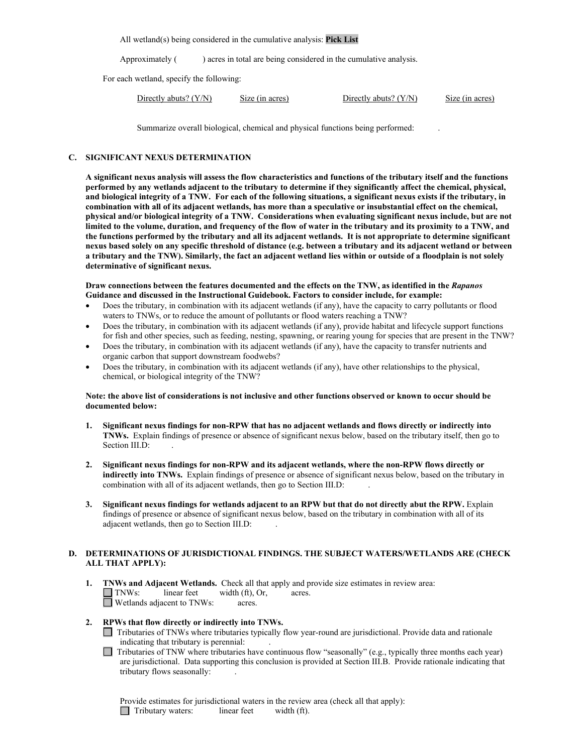All wetland(s) being considered in the cumulative analysis: **Pick List**

Approximately (          ) acres in total are being considered in the cumulative analysis.

For each wetland, specify the following:

| Directly abuts? (Y/N) | Size (in acres) | Directly abuts? (Y/N) | Size (in acres) |
|---|---|---|---|

Summarize overall biological, chemical and physical functions being performed:          .

### C. SIGNIFICANT NEXUS DETERMINATION

**A significant nexus analysis will assess the flow characteristics and functions of the tributary itself and the functions performed by any wetlands adjacent to the tributary to determine if they significantly affect the chemical, physical, and biological integrity of a TNW. For each of the following situations, a significant nexus exists if the tributary, in combination with all of its adjacent wetlands, has more than a speculative or insubstantial effect on the chemical, physical and/or biological integrity of a TNW. Considerations when evaluating significant nexus include, but are not limited to the volume, duration, and frequency of the flow of water in the tributary and its proximity to a TNW, and the functions performed by the tributary and all its adjacent wetlands. It is not appropriate to determine significant nexus based solely on any specific threshold of distance (e.g. between a tributary and its adjacent wetland or between a tributary and the TNW). Similarly, the fact an adjacent wetland lies within or outside of a floodplain is not solely determinative of significant nexus.**

**Draw connections between the features documented and the effects on the TNW, as identified in the *Rapanos* Guidance and discussed in the Instructional Guidebook. Factors to consider include, for example:**

- Does the tributary, in combination with its adjacent wetlands (if any), have the capacity to carry pollutants or flood waters to TNWs, or to reduce the amount of pollutants or flood waters reaching a TNW?
- Does the tributary, in combination with its adjacent wetlands (if any), provide habitat and lifecycle support functions for fish and other species, such as feeding, nesting, spawning, or rearing young for species that are present in the TNW?
- Does the tributary, in combination with its adjacent wetlands (if any), have the capacity to transfer nutrients and organic carbon that support downstream foodwebs?
- Does the tributary, in combination with its adjacent wetlands (if any), have other relationships to the physical, chemical, or biological integrity of the TNW?

**Note: the above list of considerations is not inclusive and other functions observed or known to occur should be documented below:**

1. **Significant nexus findings for non-RPW that has no adjacent wetlands and flows directly or indirectly into TNWs.** Explain findings of presence or absence of significant nexus below, based on the tributary itself, then go to Section III.D:          .

2. **Significant nexus findings for non-RPW and its adjacent wetlands, where the non-RPW flows directly or indirectly into TNWs.** Explain findings of presence or absence of significant nexus below, based on the tributary in combination with all of its adjacent wetlands, then go to Section III.D:          .

3. **Significant nexus findings for wetlands adjacent to an RPW but that do not directly abut the RPW.** Explain findings of presence or absence of significant nexus below, based on the tributary in combination with all of its adjacent wetlands, then go to Section III.D:          .

### D. DETERMINATIONS OF JURISDICTIONAL FINDINGS. THE SUBJECT WATERS/WETLANDS ARE (CHECK ALL THAT APPLY):

1. **TNWs and Adjacent Wetlands.** Check all that apply and provide size estimates in review area:
   - ☐ TNWs:          linear feet          width (ft), Or,          acres.
   - ☐ Wetlands adjacent to TNWs:          acres.

2. **RPWs that flow directly or indirectly into TNWs.**
   - ☐ Tributaries of TNWs where tributaries typically flow year-round are jurisdictional. Provide data and rationale indicating that tributary is perennial:          .
   - ☐ Tributaries of TNW where tributaries have continuous flow "seasonally" (e.g., typically three months each year) are jurisdictional. Data supporting this conclusion is provided at Section III.B. Provide rationale indicating that tributary flows seasonally:          .

   Provide estimates for jurisdictional waters in the review area (check all that apply):
   - ☐ Tributary waters:          linear feet          width (ft).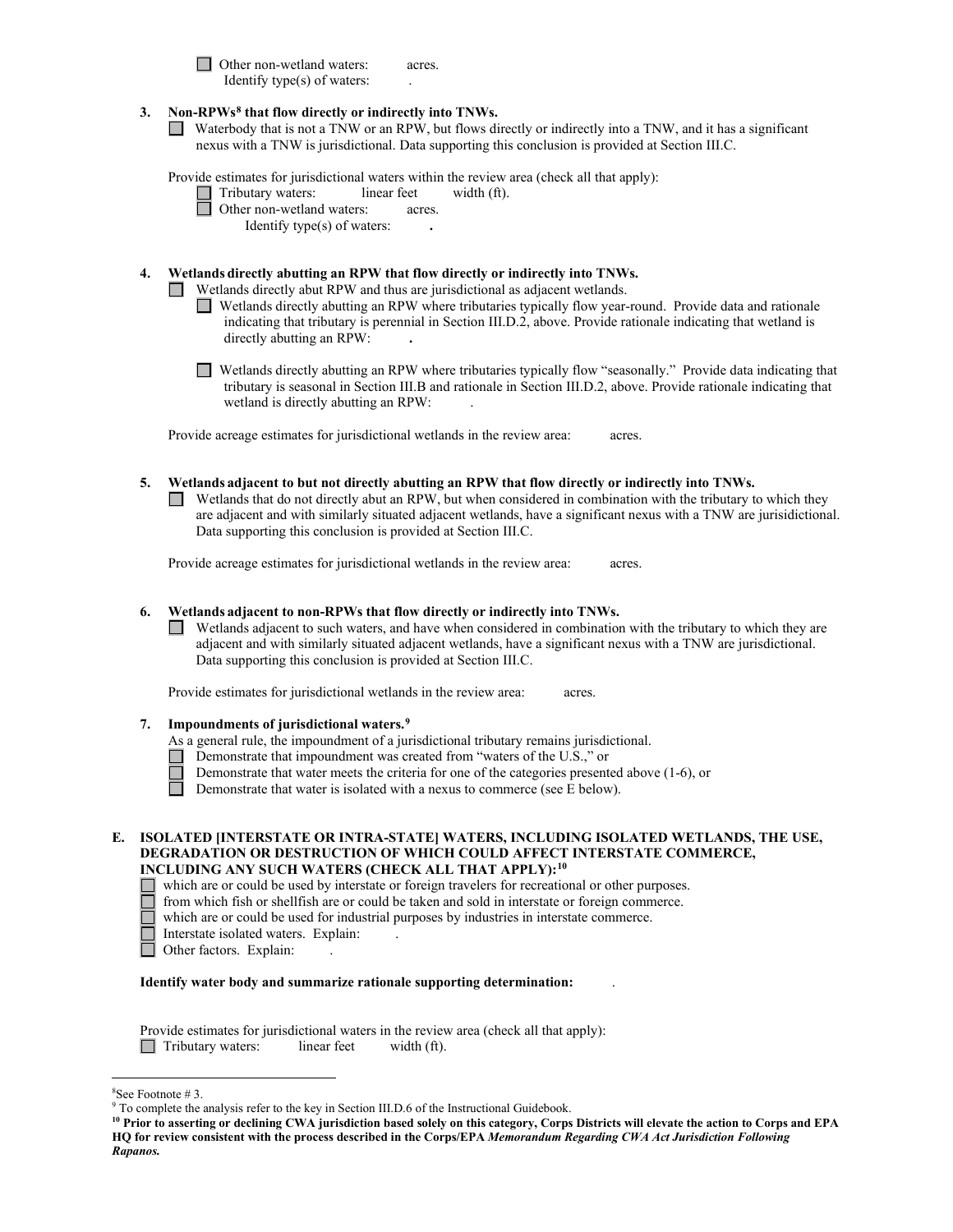- ☐ Other non-wetland waters: acres.
  Identify type(s) of waters: .

**3. Non-RPWs[8] that flow directly or indirectly into TNWs.**

☐ Waterbody that is not a TNW or an RPW, but flows directly or indirectly into a TNW, and it has a significant nexus with a TNW is jurisdictional. Data supporting this conclusion is provided at Section III.C.

Provide estimates for jurisdictional waters within the review area (check all that apply):

- ☐ Tributary waters: linear feet width (ft).
- ☐ Other non-wetland waters: acres.
  Identify type(s) of waters: **.**

**4. Wetlands directly abutting an RPW that flow directly or indirectly into TNWs.**

☐ Wetlands directly abut RPW and thus are jurisdictional as adjacent wetlands.

- ☐ Wetlands directly abutting an RPW where tributaries typically flow year-round. Provide data and rationale indicating that tributary is perennial in Section III.D.2, above. Provide rationale indicating that wetland is directly abutting an RPW: **.**

- ☐ Wetlands directly abutting an RPW where tributaries typically flow "seasonally." Provide data indicating that tributary is seasonal in Section III.B and rationale in Section III.D.2, above. Provide rationale indicating that wetland is directly abutting an RPW: .

Provide acreage estimates for jurisdictional wetlands in the review area: acres.

**5. Wetlands adjacent to but not directly abutting an RPW that flow directly or indirectly into TNWs.**

☐ Wetlands that do not directly abut an RPW, but when considered in combination with the tributary to which they are adjacent and with similarly situated adjacent wetlands, have a significant nexus with a TNW are jurisidictional. Data supporting this conclusion is provided at Section III.C.

Provide acreage estimates for jurisdictional wetlands in the review area: acres.

**6. Wetlands adjacent to non-RPWs that flow directly or indirectly into TNWs.**

☐ Wetlands adjacent to such waters, and have when considered in combination with the tributary to which they are adjacent and with similarly situated adjacent wetlands, have a significant nexus with a TNW are jurisdictional. Data supporting this conclusion is provided at Section III.C.

Provide estimates for jurisdictional wetlands in the review area: acres.

**7. Impoundments of jurisdictional waters.[9]**

As a general rule, the impoundment of a jurisdictional tributary remains jurisdictional.

- ☐ Demonstrate that impoundment was created from "waters of the U.S.," or
- ☐ Demonstrate that water meets the criteria for one of the categories presented above (1-6), or
- ☐ Demonstrate that water is isolated with a nexus to commerce (see E below).

**E. ISOLATED [INTERSTATE OR INTRA-STATE] WATERS, INCLUDING ISOLATED WETLANDS, THE USE, DEGRADATION OR DESTRUCTION OF WHICH COULD AFFECT INTERSTATE COMMERCE, INCLUDING ANY SUCH WATERS (CHECK ALL THAT APPLY):[10]**

- ☐ which are or could be used by interstate or foreign travelers for recreational or other purposes.
- ☐ from which fish or shellfish are or could be taken and sold in interstate or foreign commerce.
- ☐ which are or could be used for industrial purposes by industries in interstate commerce.
- ☐ Interstate isolated waters. Explain: .
- ☐ Other factors. Explain: .

**Identify water body and summarize rationale supporting determination:** .

Provide estimates for jurisdictional waters in the review area (check all that apply):

- ☐ Tributary waters: linear feet width (ft).

---

[8] See Footnote # 3.

[9] To complete the analysis refer to the key in Section III.D.6 of the Instructional Guidebook.

**[10] Prior to asserting or declining CWA jurisdiction based solely on this category, Corps Districts will elevate the action to Corps and EPA HQ for review consistent with the process described in the Corps/EPA *Memorandum Regarding CWA Act Jurisdiction Following Rapanos.***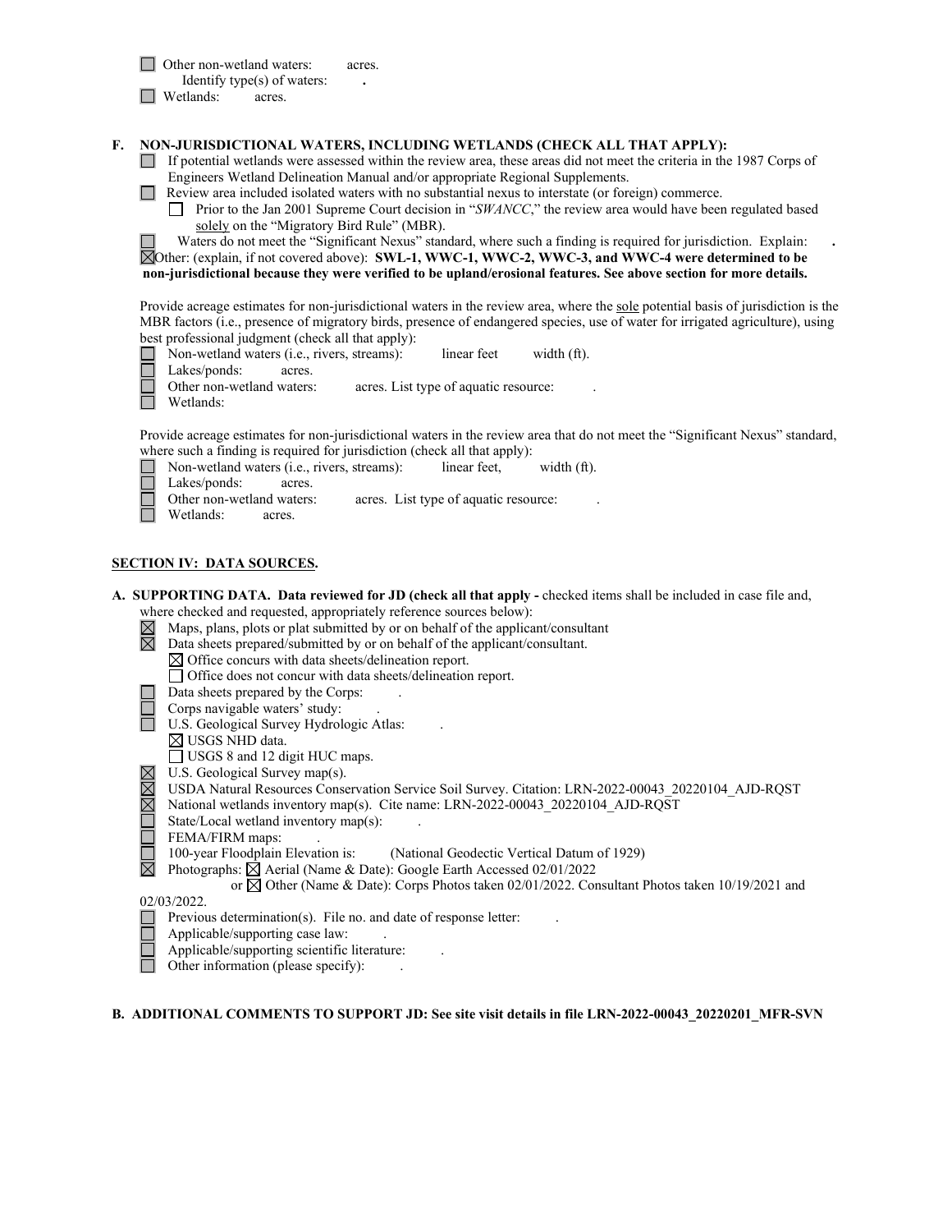☐ Other non-wetland waters: acres.
Identify type(s) of waters: .
☐ Wetlands: acres.

**F. NON-JURISDICTIONAL WATERS, INCLUDING WETLANDS (CHECK ALL THAT APPLY):**

☐ If potential wetlands were assessed within the review area, these areas did not meet the criteria in the 1987 Corps of Engineers Wetland Delineation Manual and/or appropriate Regional Supplements.

☐ Review area included isolated waters with no substantial nexus to interstate (or foreign) commerce.

☐ Prior to the Jan 2001 Supreme Court decision in "*SWANCC*," the review area would have been regulated based solely on the "Migratory Bird Rule" (MBR).

☐ Waters do not meet the "Significant Nexus" standard, where such a finding is required for jurisdiction. Explain: **.**

☒ Other: (explain, if not covered above): **SWL-1, WWC-1, WWC-2, WWC-3, and WWC-4 were determined to be non-jurisdictional because they were verified to be upland/erosional features. See above section for more details.**

Provide acreage estimates for non-jurisdictional waters in the review area, where the sole potential basis of jurisdiction is the MBR factors (i.e., presence of migratory birds, presence of endangered species, use of water for irrigated agriculture), using best professional judgment (check all that apply):

☐ Non-wetland waters (i.e., rivers, streams): linear feet width (ft).
☐ Lakes/ponds: acres.
☐ Other non-wetland waters: acres. List type of aquatic resource: .
☐ Wetlands:

Provide acreage estimates for non-jurisdictional waters in the review area that do not meet the "Significant Nexus" standard, where such a finding is required for jurisdiction (check all that apply):

☐ Non-wetland waters (i.e., rivers, streams): linear feet, width (ft).
☐ Lakes/ponds: acres.
☐ Other non-wetland waters: acres. List type of aquatic resource: .
☐ Wetlands: acres.

## SECTION IV: DATA SOURCES.

**A. SUPPORTING DATA. Data reviewed for JD (check all that apply -** checked items shall be included in case file and, where checked and requested, appropriately reference sources below):

☒ Maps, plans, plots or plat submitted by or on behalf of the applicant/consultant
☒ Data sheets prepared/submitted by or on behalf of the applicant/consultant.
  ☒ Office concurs with data sheets/delineation report.
  ☐ Office does not concur with data sheets/delineation report.
☐ Data sheets prepared by the Corps: .
☐ Corps navigable waters' study: .
☐ U.S. Geological Survey Hydrologic Atlas: .
  ☒ USGS NHD data.
  ☐ USGS 8 and 12 digit HUC maps.
☒ U.S. Geological Survey map(s).
☒ USDA Natural Resources Conservation Service Soil Survey. Citation: LRN-2022-00043_20220104_AJD-RQST
☒ National wetlands inventory map(s). Cite name: LRN-2022-00043_20220104_AJD-RQST
☐ State/Local wetland inventory map(s): .
☐ FEMA/FIRM maps: .
☐ 100-year Floodplain Elevation is: (National Geodectic Vertical Datum of 1929)
☒ Photographs: ☒ Aerial (Name & Date): Google Earth Accessed 02/01/2022
  or ☒ Other (Name & Date): Corps Photos taken 02/01/2022. Consultant Photos taken 10/19/2021 and 02/03/2022.
☐ Previous determination(s). File no. and date of response letter: .
☐ Applicable/supporting case law: .
☐ Applicable/supporting scientific literature: .
☐ Other information (please specify): .

**B. ADDITIONAL COMMENTS TO SUPPORT JD: See site visit details in file LRN-2022-00043_20220201_MFR-SVN**